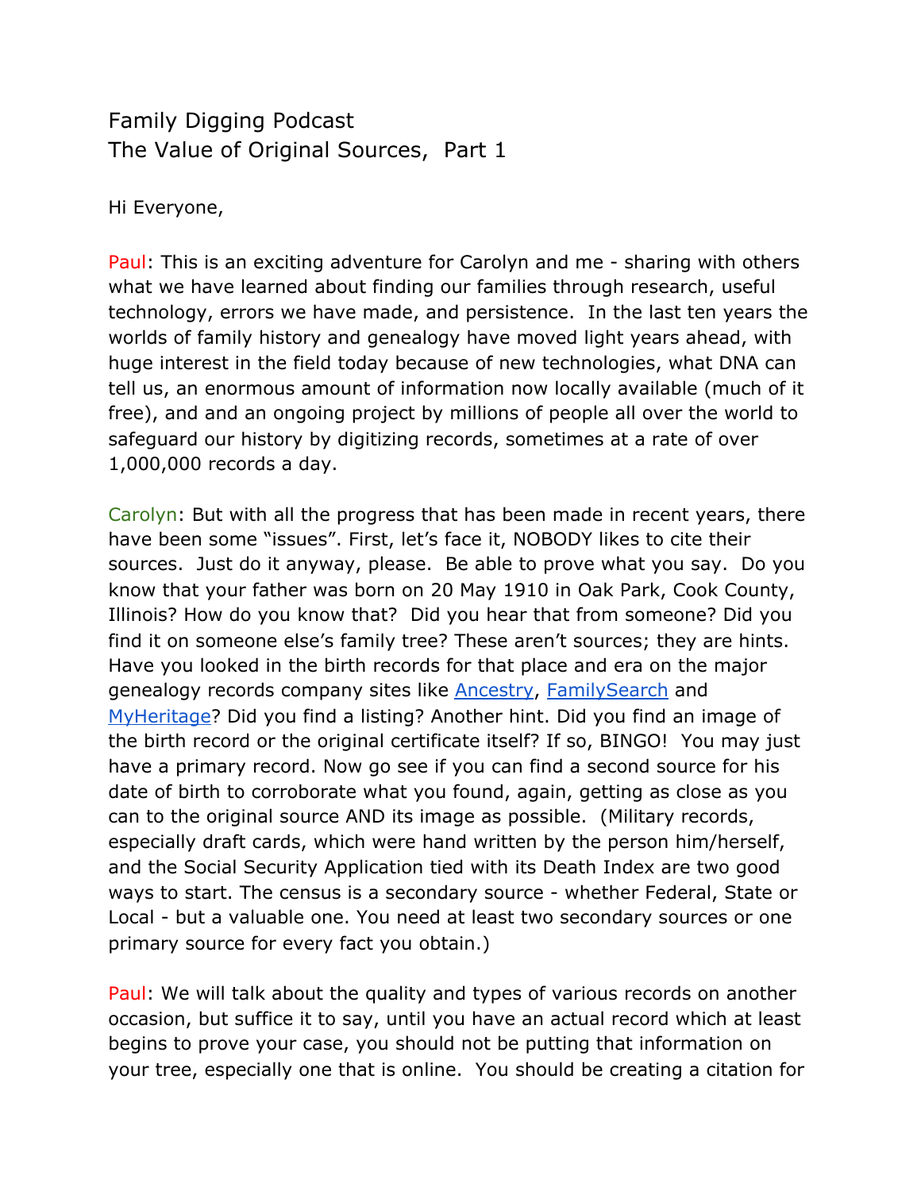# Family Digging Podcast
## The Value of Original Sources, Part 1

Hi Everyone,

Paul: This is an exciting adventure for Carolyn and me - sharing with others what we have learned about finding our families through research, useful technology, errors we have made, and persistence. In the last ten years the worlds of family history and genealogy have moved light years ahead, with huge interest in the field today because of new technologies, what DNA can tell us, an enormous amount of information now locally available (much of it free), and and an ongoing project by millions of people all over the world to safeguard our history by digitizing records, sometimes at a rate of over 1,000,000 records a day.

Carolyn: But with all the progress that has been made in recent years, there have been some "issues". First, let's face it, NOBODY likes to cite their sources. Just do it anyway, please. Be able to prove what you say. Do you know that your father was born on 20 May 1910 in Oak Park, Cook County, Illinois? How do you know that? Did you hear that from someone? Did you find it on someone else's family tree? These aren't sources; they are hints. Have you looked in the birth records for that place and era on the major genealogy records company sites like [Ancestry](), [FamilySearch]() and [MyHeritage]()? Did you find a listing? Another hint. Did you find an image of the birth record or the original certificate itself? If so, BINGO! You may just have a primary record. Now go see if you can find a second source for his date of birth to corroborate what you found, again, getting as close as you can to the original source AND its image as possible. (Military records, especially draft cards, which were hand written by the person him/herself, and the Social Security Application tied with its Death Index are two good ways to start. The census is a secondary source - whether Federal, State or Local - but a valuable one. You need at least two secondary sources or one primary source for every fact you obtain.)

Paul: We will talk about the quality and types of various records on another occasion, but suffice it to say, until you have an actual record which at least begins to prove your case, you should not be putting that information on your tree, especially one that is online. You should be creating a citation for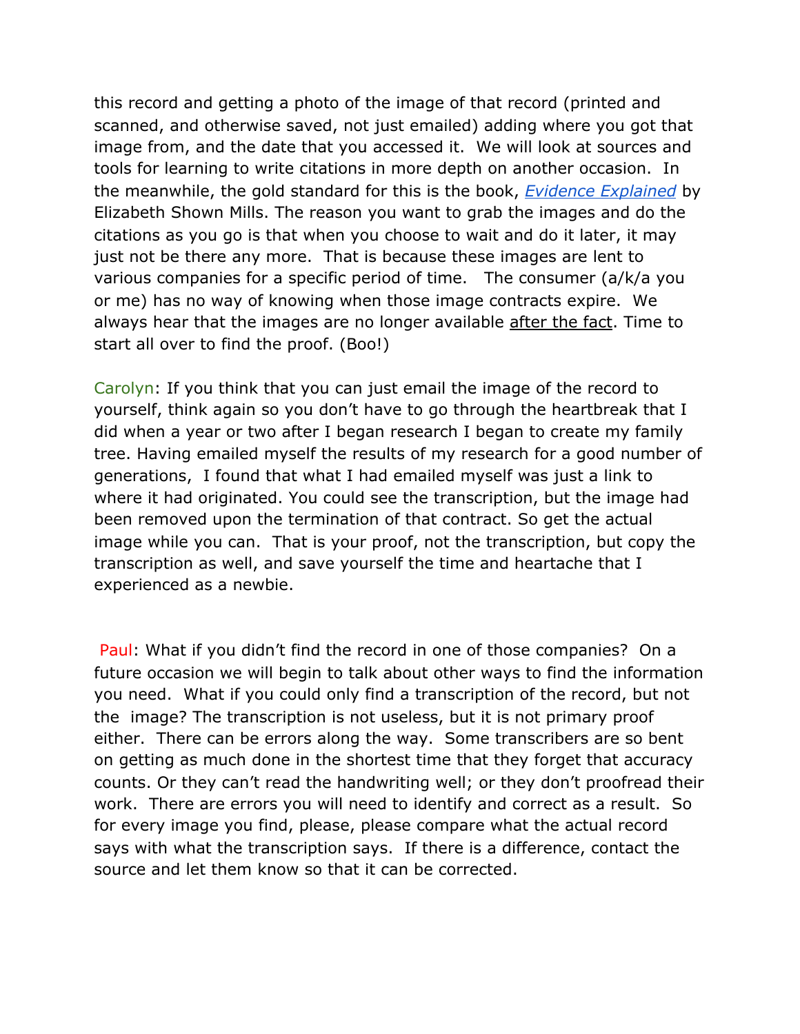this record and getting a photo of the image of that record (printed and scanned, and otherwise saved, not just emailed) adding where you got that image from, and the date that you accessed it. We will look at sources and tools for learning to write citations in more depth on another occasion. In the meanwhile, the gold standard for this is the book, [*Evidence Explained*]() by Elizabeth Shown Mills. The reason you want to grab the images and do the citations as you go is that when you choose to wait and do it later, it may just not be there any more. That is because these images are lent to various companies for a specific period of time. The consumer (a/k/a you or me) has no way of knowing when those image contracts expire. We always hear that the images are no longer available <u>after the fact</u>. Time to start all over to find the proof. (Boo!)

Carolyn: If you think that you can just email the image of the record to yourself, think again so you don't have to go through the heartbreak that I did when a year or two after I began research I began to create my family tree. Having emailed myself the results of my research for a good number of generations, I found that what I had emailed myself was just a link to where it had originated. You could see the transcription, but the image had been removed upon the termination of that contract. So get the actual image while you can. That is your proof, not the transcription, but copy the transcription as well, and save yourself the time and heartache that I experienced as a newbie.

Paul: What if you didn't find the record in one of those companies? On a future occasion we will begin to talk about other ways to find the information you need. What if you could only find a transcription of the record, but not the image? The transcription is not useless, but it is not primary proof either. There can be errors along the way. Some transcribers are so bent on getting as much done in the shortest time that they forget that accuracy counts. Or they can't read the handwriting well; or they don't proofread their work. There are errors you will need to identify and correct as a result. So for every image you find, please, please compare what the actual record says with what the transcription says. If there is a difference, contact the source and let them know so that it can be corrected.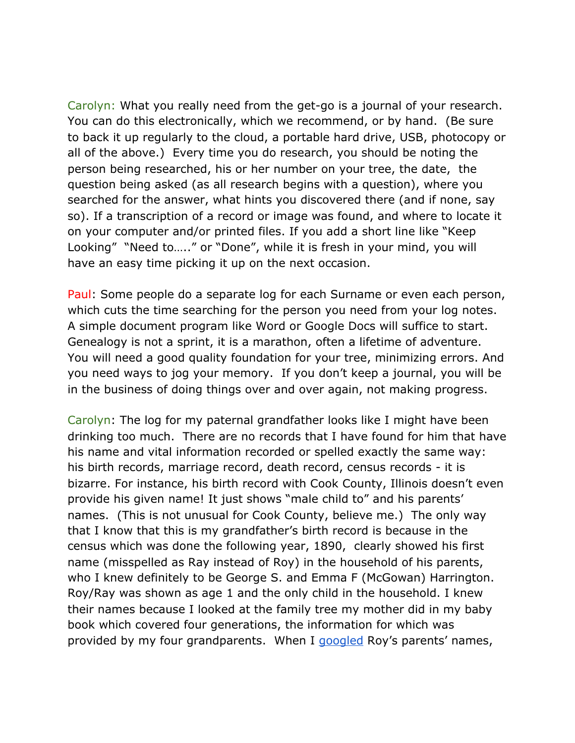Carolyn: What you really need from the get-go is a journal of your research. You can do this electronically, which we recommend, or by hand. (Be sure to back it up regularly to the cloud, a portable hard drive, USB, photocopy or all of the above.) Every time you do research, you should be noting the person being researched, his or her number on your tree, the date, the question being asked (as all research begins with a question), where you searched for the answer, what hints you discovered there (and if none, say so). If a transcription of a record or image was found, and where to locate it on your computer and/or printed files. If you add a short line like "Keep Looking" "Need to….." or "Done", while it is fresh in your mind, you will have an easy time picking it up on the next occasion.

Paul: Some people do a separate log for each Surname or even each person, which cuts the time searching for the person you need from your log notes. A simple document program like Word or Google Docs will suffice to start. Genealogy is not a sprint, it is a marathon, often a lifetime of adventure. You will need a good quality foundation for your tree, minimizing errors. And you need ways to jog your memory. If you don't keep a journal, you will be in the business of doing things over and over again, not making progress.

Carolyn: The log for my paternal grandfather looks like I might have been drinking too much. There are no records that I have found for him that have his name and vital information recorded or spelled exactly the same way: his birth records, marriage record, death record, census records - it is bizarre. For instance, his birth record with Cook County, Illinois doesn't even provide his given name! It just shows "male child to" and his parents' names. (This is not unusual for Cook County, believe me.) The only way that I know that this is my grandfather's birth record is because in the census which was done the following year, 1890, clearly showed his first name (misspelled as Ray instead of Roy) in the household of his parents, who I knew definitely to be George S. and Emma F (McGowan) Harrington. Roy/Ray was shown as age 1 and the only child in the household. I knew their names because I looked at the family tree my mother did in my baby book which covered four generations, the information for which was provided by my four grandparents. When I googled Roy's parents' names,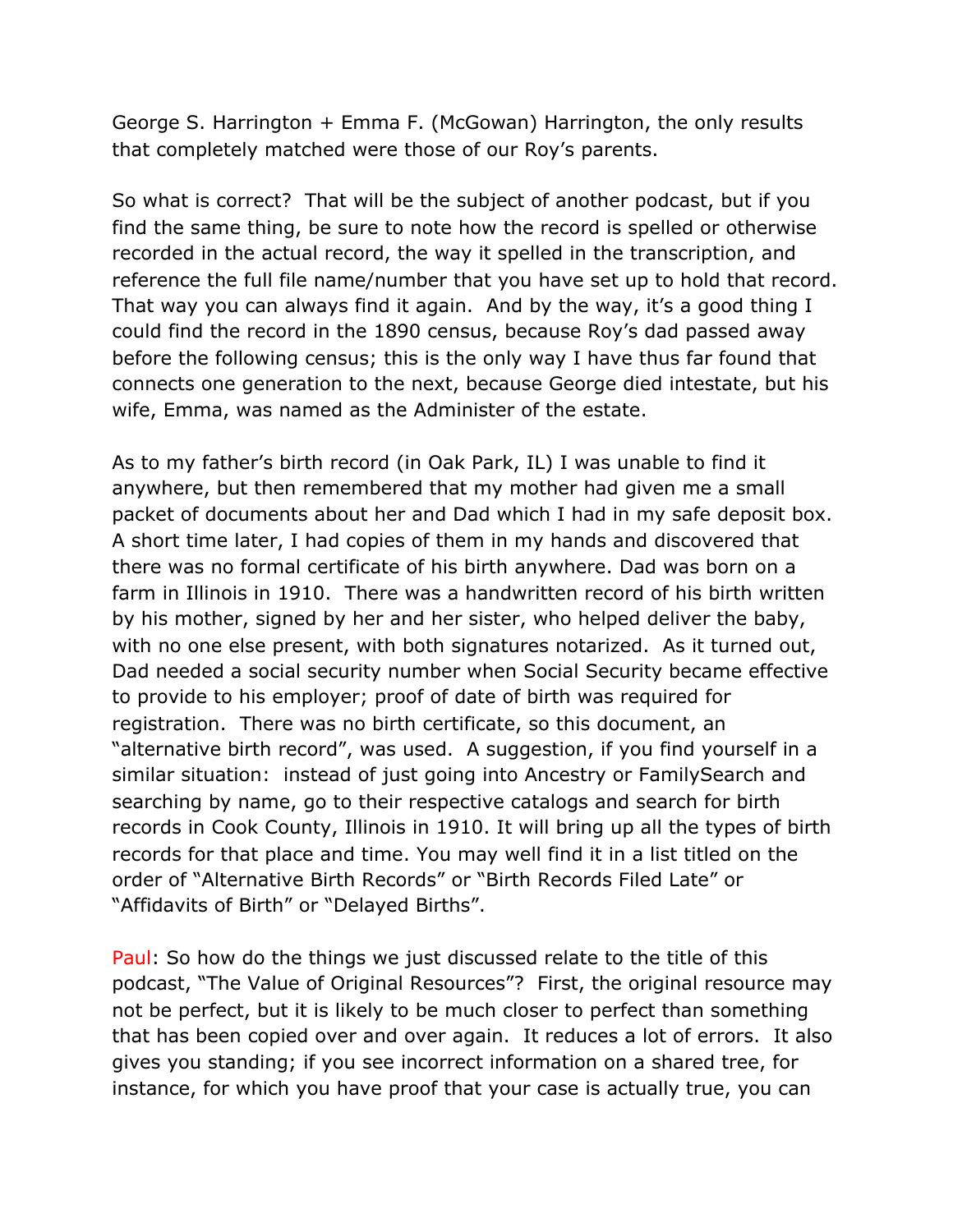George S. Harrington + Emma F. (McGowan) Harrington, the only results that completely matched were those of our Roy's parents.

So what is correct? That will be the subject of another podcast, but if you find the same thing, be sure to note how the record is spelled or otherwise recorded in the actual record, the way it spelled in the transcription, and reference the full file name/number that you have set up to hold that record. That way you can always find it again. And by the way, it's a good thing I could find the record in the 1890 census, because Roy's dad passed away before the following census; this is the only way I have thus far found that connects one generation to the next, because George died intestate, but his wife, Emma, was named as the Administer of the estate.

As to my father's birth record (in Oak Park, IL) I was unable to find it anywhere, but then remembered that my mother had given me a small packet of documents about her and Dad which I had in my safe deposit box. A short time later, I had copies of them in my hands and discovered that there was no formal certificate of his birth anywhere. Dad was born on a farm in Illinois in 1910. There was a handwritten record of his birth written by his mother, signed by her and her sister, who helped deliver the baby, with no one else present, with both signatures notarized. As it turned out, Dad needed a social security number when Social Security became effective to provide to his employer; proof of date of birth was required for registration. There was no birth certificate, so this document, an "alternative birth record", was used. A suggestion, if you find yourself in a similar situation: instead of just going into Ancestry or FamilySearch and searching by name, go to their respective catalogs and search for birth records in Cook County, Illinois in 1910. It will bring up all the types of birth records for that place and time. You may well find it in a list titled on the order of "Alternative Birth Records" or "Birth Records Filed Late" or "Affidavits of Birth" or "Delayed Births".

Paul: So how do the things we just discussed relate to the title of this podcast, "The Value of Original Resources"? First, the original resource may not be perfect, but it is likely to be much closer to perfect than something that has been copied over and over again. It reduces a lot of errors. It also gives you standing; if you see incorrect information on a shared tree, for instance, for which you have proof that your case is actually true, you can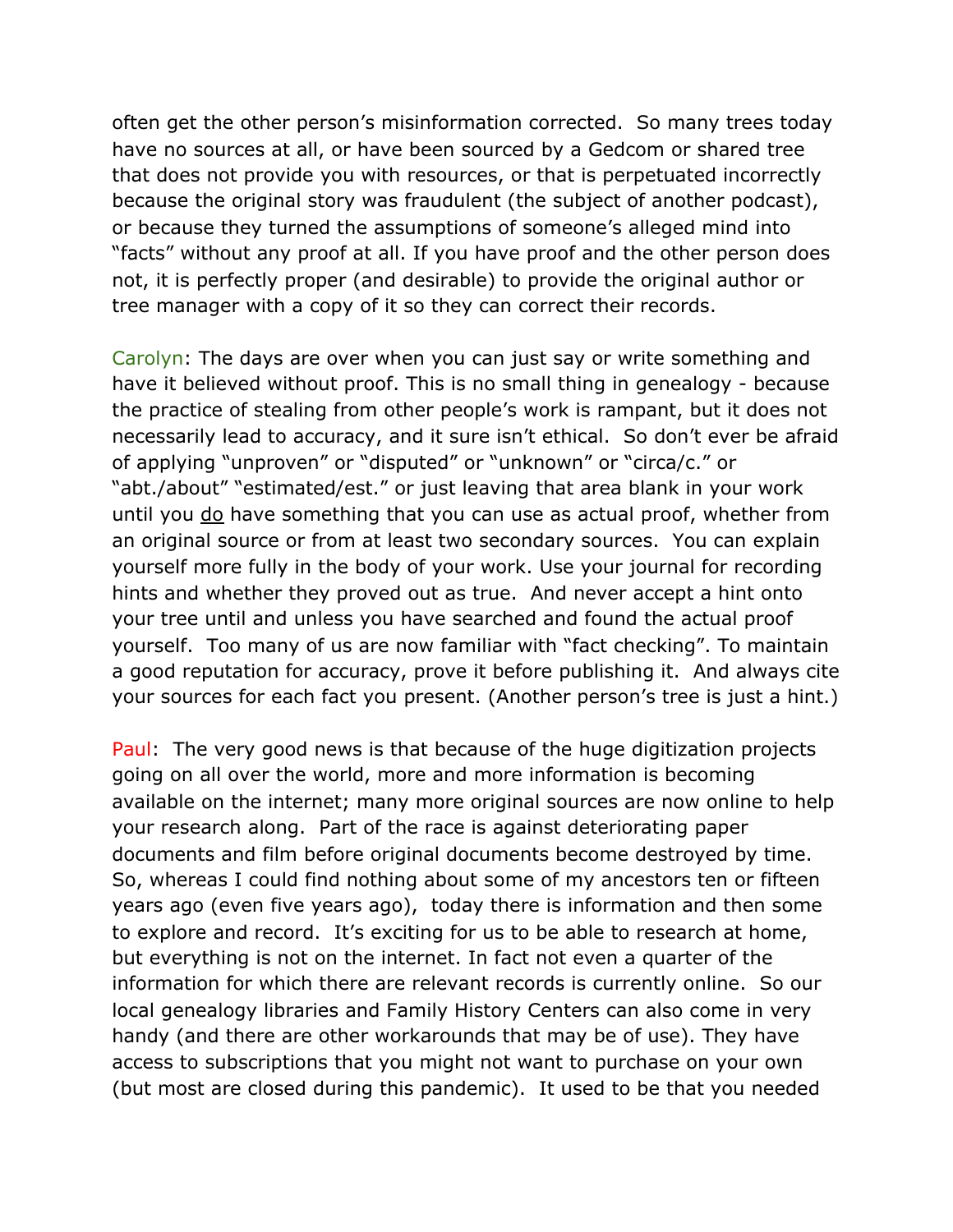often get the other person's misinformation corrected.  So many trees today have no sources at all, or have been sourced by a Gedcom or shared tree that does not provide you with resources, or that is perpetuated incorrectly because the original story was fraudulent (the subject of another podcast), or because they turned the assumptions of someone's alleged mind into "facts" without any proof at all. If you have proof and the other person does not, it is perfectly proper (and desirable) to provide the original author or tree manager with a copy of it so they can correct their records.

Carolyn: The days are over when you can just say or write something and have it believed without proof. This is no small thing in genealogy - because the practice of stealing from other people's work is rampant, but it does not necessarily lead to accuracy, and it sure isn't ethical.  So don't ever be afraid of applying "unproven" or "disputed" or "unknown" or "circa/c." or "abt./about" "estimated/est." or just leaving that area blank in your work until you <u>do</u> have something that you can use as actual proof, whether from an original source or from at least two secondary sources.  You can explain yourself more fully in the body of your work. Use your journal for recording hints and whether they proved out as true.  And never accept a hint onto your tree until and unless you have searched and found the actual proof yourself.  Too many of us are now familiar with "fact checking". To maintain a good reputation for accuracy, prove it before publishing it.  And always cite your sources for each fact you present. (Another person's tree is just a hint.)

Paul:  The very good news is that because of the huge digitization projects going on all over the world, more and more information is becoming available on the internet; many more original sources are now online to help your research along.  Part of the race is against deteriorating paper documents and film before original documents become destroyed by time. So, whereas I could find nothing about some of my ancestors ten or fifteen years ago (even five years ago),  today there is information and then some to explore and record.  It's exciting for us to be able to research at home, but everything is not on the internet. In fact not even a quarter of the information for which there are relevant records is currently online.  So our local genealogy libraries and Family History Centers can also come in very handy (and there are other workarounds that may be of use). They have access to subscriptions that you might not want to purchase on your own (but most are closed during this pandemic).  It used to be that you needed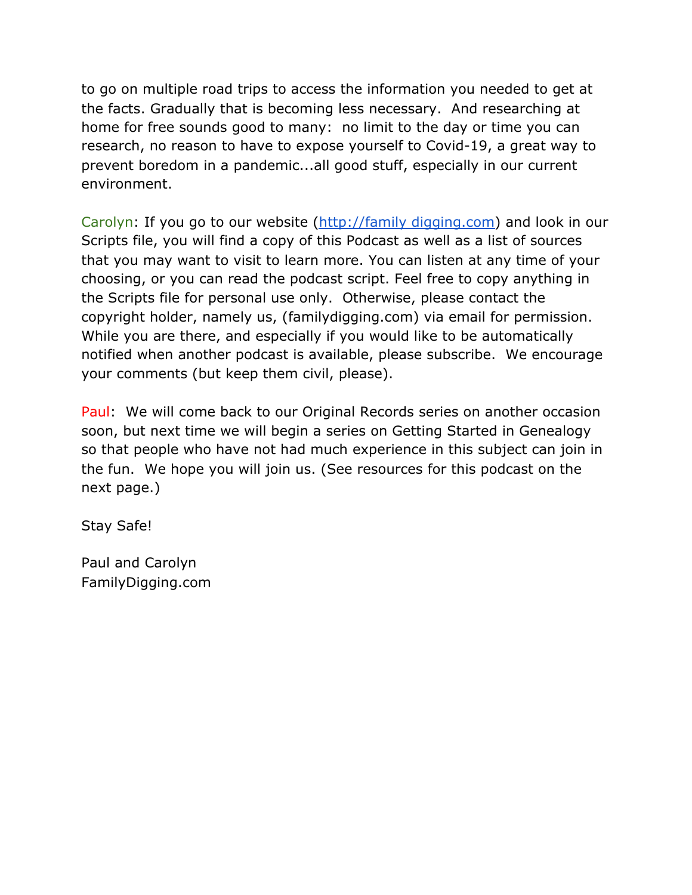to go on multiple road trips to access the information you needed to get at the facts. Gradually that is becoming less necessary. And researching at home for free sounds good to many: no limit to the day or time you can research, no reason to have to expose yourself to Covid-19, a great way to prevent boredom in a pandemic...all good stuff, especially in our current environment.

Carolyn: If you go to our website ([http://family digging.com](http://family digging.com)) and look in our Scripts file, you will find a copy of this Podcast as well as a list of sources that you may want to visit to learn more. You can listen at any time of your choosing, or you can read the podcast script. Feel free to copy anything in the Scripts file for personal use only. Otherwise, please contact the copyright holder, namely us, (familydigging.com) via email for permission. While you are there, and especially if you would like to be automatically notified when another podcast is available, please subscribe. We encourage your comments (but keep them civil, please).

Paul: We will come back to our Original Records series on another occasion soon, but next time we will begin a series on Getting Started in Genealogy so that people who have not had much experience in this subject can join in the fun. We hope you will join us. (See resources for this podcast on the next page.)

Stay Safe!

Paul and Carolyn
FamilyDigging.com